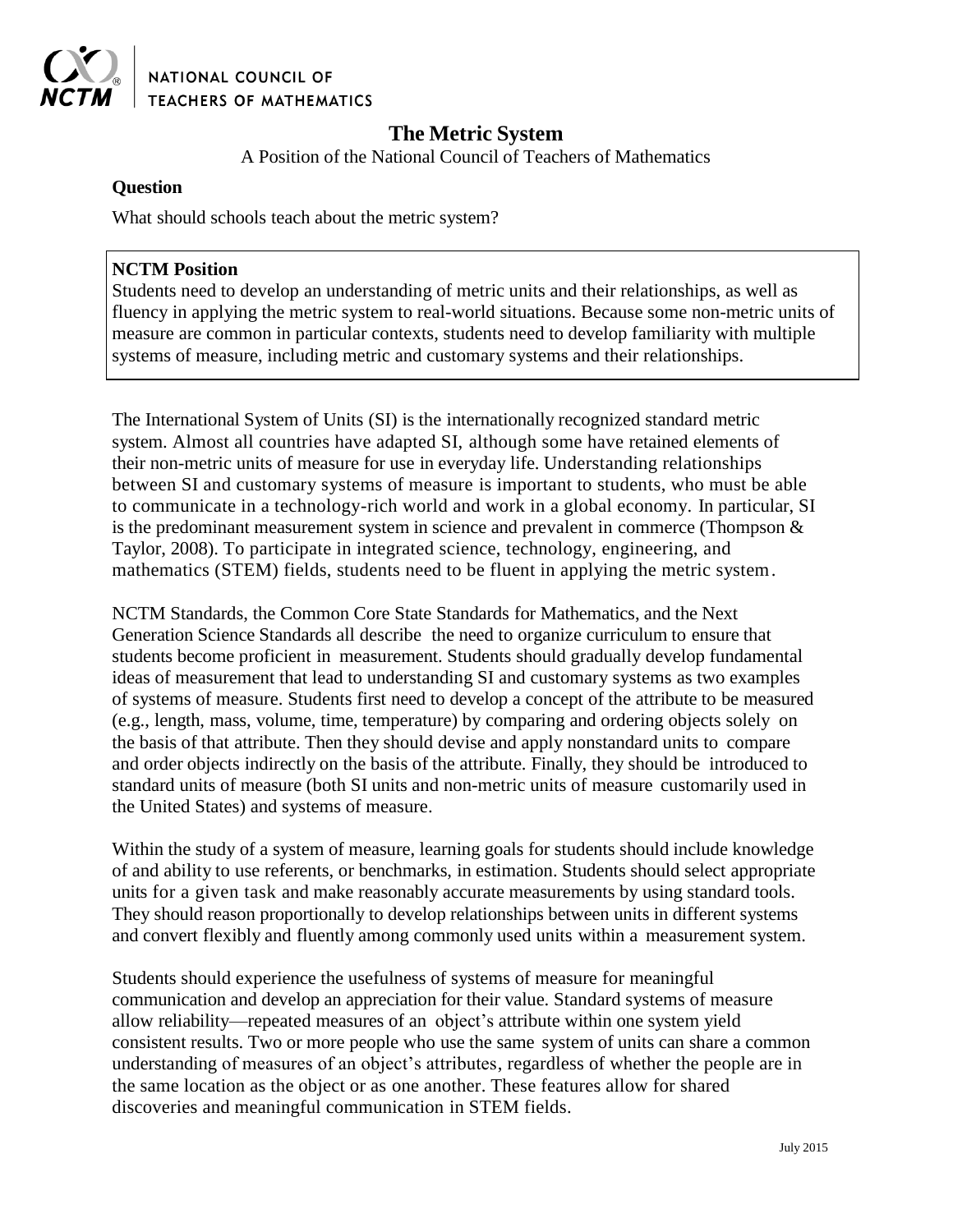NATIONAL COUNCIL OF TEACHERS OF MATHEMATICS

# The Metric System

A Position of the National Council of Teachers of Mathematics

**Question**

What should schools teach about the metric system?

**NCTM Position**

Students need to develop an understanding of metric units and their relationships, as well as fluency in applying the metric system to real-world situations. Because some non-metric units of measure are common in particular contexts, students need to develop familiarity with multiple systems of measure, including metric and customary systems and their relationships.

The International System of Units (SI) is the internationally recognized standard metric system. Almost all countries have adapted SI, although some have retained elements of their non-metric units of measure for use in everyday life. Understanding relationships between SI and customary systems of measure is important to students, who must be able to communicate in a technology-rich world and work in a global economy. In particular, SI is the predominant measurement system in science and prevalent in commerce (Thompson & Taylor, 2008). To participate in integrated science, technology, engineering, and mathematics (STEM) fields, students need to be fluent in applying the metric system.

NCTM Standards, the Common Core State Standards for Mathematics, and the Next Generation Science Standards all describe the need to organize curriculum to ensure that students become proficient in measurement. Students should gradually develop fundamental ideas of measurement that lead to understanding SI and customary systems as two examples of systems of measure. Students first need to develop a concept of the attribute to be measured (e.g., length, mass, volume, time, temperature) by comparing and ordering objects solely on the basis of that attribute. Then they should devise and apply nonstandard units to compare and order objects indirectly on the basis of the attribute. Finally, they should be introduced to standard units of measure (both SI units and non-metric units of measure customarily used in the United States) and systems of measure.

Within the study of a system of measure, learning goals for students should include knowledge of and ability to use referents, or benchmarks, in estimation. Students should select appropriate units for a given task and make reasonably accurate measurements by using standard tools. They should reason proportionally to develop relationships between units in different systems and convert flexibly and fluently among commonly used units within a measurement system.

Students should experience the usefulness of systems of measure for meaningful communication and develop an appreciation for their value. Standard systems of measure allow reliability—repeated measures of an object's attribute within one system yield consistent results. Two or more people who use the same system of units can share a common understanding of measures of an object's attributes, regardless of whether the people are in the same location as the object or as one another. These features allow for shared discoveries and meaningful communication in STEM fields.

July 2015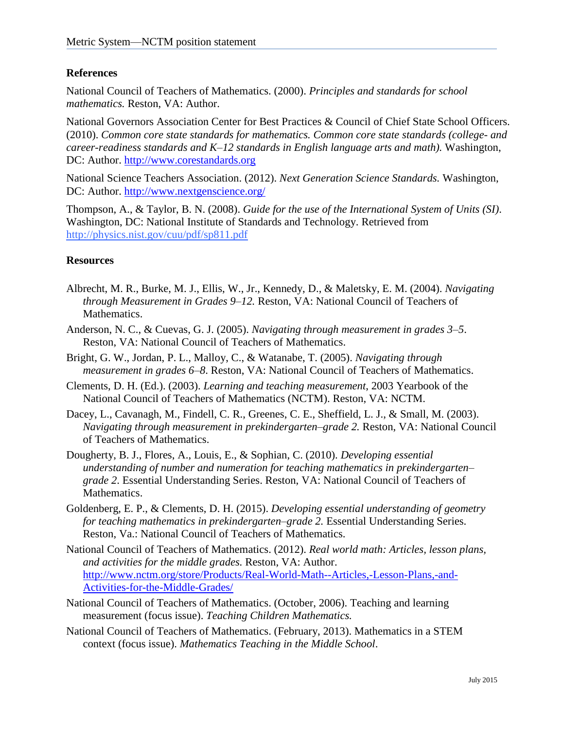## References

National Council of Teachers of Mathematics. (2000). *Principles and standards for school mathematics.* Reston, VA: Author.

National Governors Association Center for Best Practices & Council of Chief State School Officers. (2010). *Common core state standards for mathematics. Common core state standards (college- and career-readiness standards and K–12 standards in English language arts and math).* Washington, DC: Author. http://www.corestandards.org

National Science Teachers Association. (2012). *Next Generation Science Standards.* Washington, DC: Author. http://www.nextgenscience.org/

Thompson, A., & Taylor, B. N. (2008). *Guide for the use of the International System of Units (SI)*. Washington, DC: National Institute of Standards and Technology. Retrieved from http://physics.nist.gov/cuu/pdf/sp811.pdf

## Resources

Albrecht, M. R., Burke, M. J., Ellis, W., Jr., Kennedy, D., & Maletsky, E. M. (2004). *Navigating through Measurement in Grades 9–12.* Reston, VA: National Council of Teachers of Mathematics.

Anderson, N. C., & Cuevas, G. J. (2005). *Navigating through measurement in grades 3–5*. Reston, VA: National Council of Teachers of Mathematics.

Bright, G. W., Jordan, P. L., Malloy, C., & Watanabe, T. (2005). *Navigating through measurement in grades 6–8*. Reston, VA: National Council of Teachers of Mathematics.

Clements, D. H. (Ed.). (2003). *Learning and teaching measurement*, 2003 Yearbook of the National Council of Teachers of Mathematics (NCTM). Reston, VA: NCTM.

Dacey, L., Cavanagh, M., Findell, C. R., Greenes, C. E., Sheffield, L. J., & Small, M. (2003). *Navigating through measurement in prekindergarten–grade 2.* Reston, VA: National Council of Teachers of Mathematics.

Dougherty, B. J., Flores, A., Louis, E., & Sophian, C. (2010). *Developing essential understanding of number and numeration for teaching mathematics in prekindergarten–grade 2*. Essential Understanding Series. Reston, VA: National Council of Teachers of Mathematics.

Goldenberg, E. P., & Clements, D. H. (2015). *Developing essential understanding of geometry for teaching mathematics in prekindergarten–grade 2.* Essential Understanding Series. Reston, Va.: National Council of Teachers of Mathematics.

National Council of Teachers of Mathematics. (2012). *Real world math: Articles, lesson plans, and activities for the middle grades.* Reston, VA: Author. http://www.nctm.org/store/Products/Real-World-Math--Articles,-Lesson-Plans,-and-Activities-for-the-Middle-Grades/

National Council of Teachers of Mathematics. (October, 2006). Teaching and learning measurement (focus issue). *Teaching Children Mathematics.*

National Council of Teachers of Mathematics. (February, 2013). Mathematics in a STEM context (focus issue). *Mathematics Teaching in the Middle School*.

July 2015